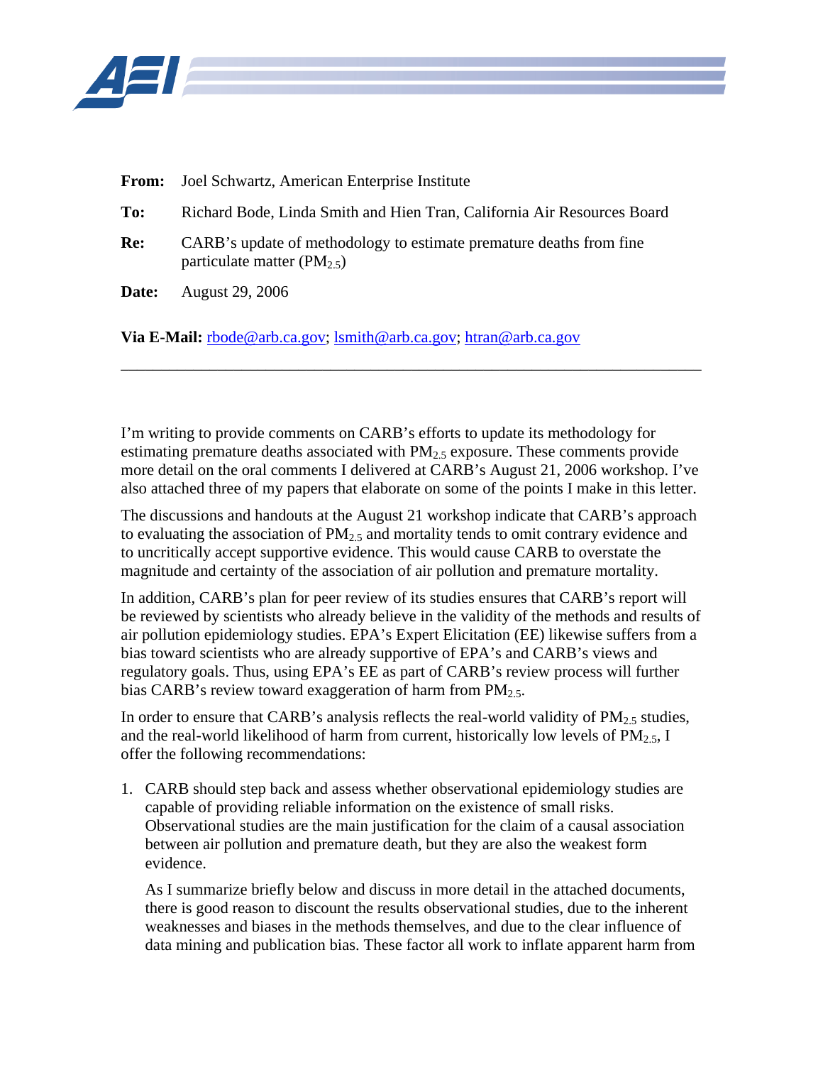**From:** Joel Schwartz, American Enterprise Institute

**To:** Richard Bode, Linda Smith and Hien Tran, California Air Resources Board

**Re:** CARB's update of methodology to estimate premature deaths from fine particulate matter ($PM_{2.5}$)

**Date:** August 29, 2006

**Via E-Mail:** rbode@arb.ca.gov; lsmith@arb.ca.gov; htran@arb.ca.gov

---

I'm writing to provide comments on CARB's efforts to update its methodology for estimating premature deaths associated with $PM_{2.5}$ exposure. These comments provide more detail on the oral comments I delivered at CARB's August 21, 2006 workshop. I've also attached three of my papers that elaborate on some of the points I make in this letter.

The discussions and handouts at the August 21 workshop indicate that CARB's approach to evaluating the association of $PM_{2.5}$ and mortality tends to omit contrary evidence and to uncritically accept supportive evidence. This would cause CARB to overstate the magnitude and certainty of the association of air pollution and premature mortality.

In addition, CARB's plan for peer review of its studies ensures that CARB's report will be reviewed by scientists who already believe in the validity of the methods and results of air pollution epidemiology studies. EPA's Expert Elicitation (EE) likewise suffers from a bias toward scientists who are already supportive of EPA's and CARB's views and regulatory goals. Thus, using EPA's EE as part of CARB's review process will further bias CARB's review toward exaggeration of harm from $PM_{2.5}$.

In order to ensure that CARB's analysis reflects the real-world validity of $PM_{2.5}$ studies, and the real-world likelihood of harm from current, historically low levels of $PM_{2.5}$, I offer the following recommendations:

1. CARB should step back and assess whether observational epidemiology studies are capable of providing reliable information on the existence of small risks. Observational studies are the main justification for the claim of a causal association between air pollution and premature death, but they are also the weakest form evidence.

   As I summarize briefly below and discuss in more detail in the attached documents, there is good reason to discount the results observational studies, due to the inherent weaknesses and biases in the methods themselves, and due to the clear influence of data mining and publication bias. These factor all work to inflate apparent harm from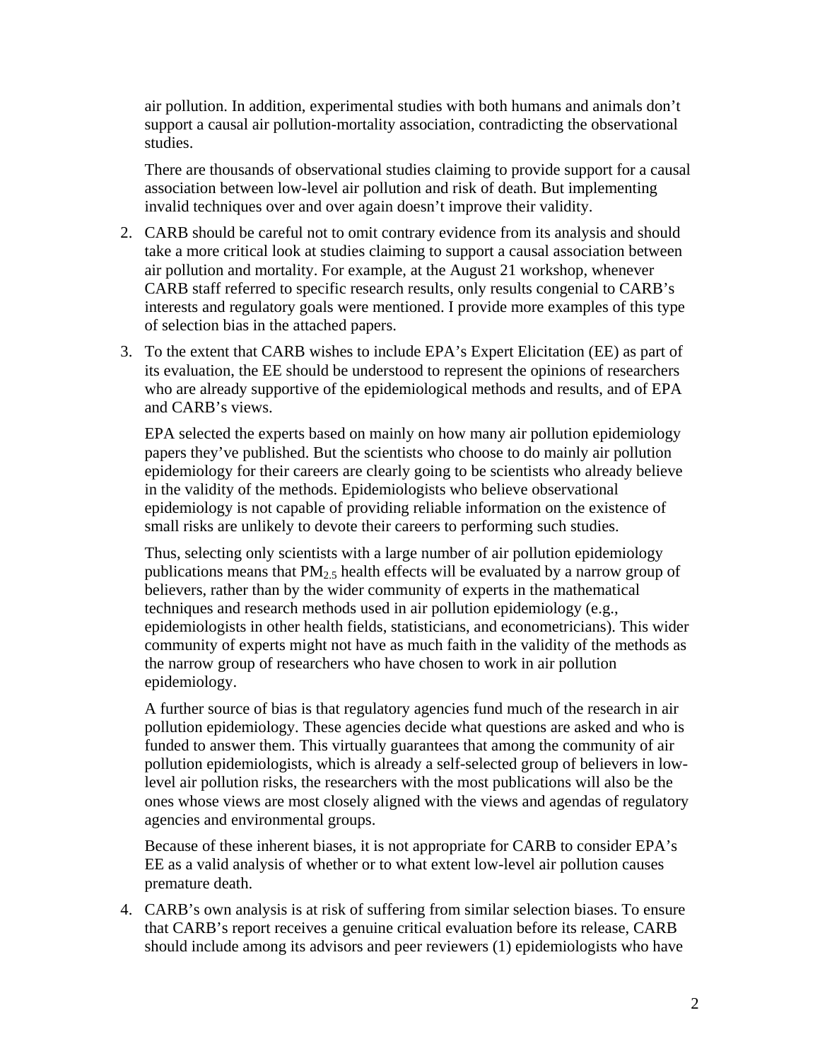air pollution. In addition, experimental studies with both humans and animals don't support a causal air pollution-mortality association, contradicting the observational studies.

There are thousands of observational studies claiming to provide support for a causal association between low-level air pollution and risk of death. But implementing invalid techniques over and over again doesn't improve their validity.

2. CARB should be careful not to omit contrary evidence from its analysis and should take a more critical look at studies claiming to support a causal association between air pollution and mortality. For example, at the August 21 workshop, whenever CARB staff referred to specific research results, only results congenial to CARB's interests and regulatory goals were mentioned. I provide more examples of this type of selection bias in the attached papers.

3. To the extent that CARB wishes to include EPA's Expert Elicitation (EE) as part of its evaluation, the EE should be understood to represent the opinions of researchers who are already supportive of the epidemiological methods and results, and of EPA and CARB's views.

   EPA selected the experts based on mainly on how many air pollution epidemiology papers they've published. But the scientists who choose to do mainly air pollution epidemiology for their careers are clearly going to be scientists who already believe in the validity of the methods. Epidemiologists who believe observational epidemiology is not capable of providing reliable information on the existence of small risks are unlikely to devote their careers to performing such studies.

   Thus, selecting only scientists with a large number of air pollution epidemiology publications means that $PM_{2.5}$ health effects will be evaluated by a narrow group of believers, rather than by the wider community of experts in the mathematical techniques and research methods used in air pollution epidemiology (e.g., epidemiologists in other health fields, statisticians, and econometricians). This wider community of experts might not have as much faith in the validity of the methods as the narrow group of researchers who have chosen to work in air pollution epidemiology.

   A further source of bias is that regulatory agencies fund much of the research in air pollution epidemiology. These agencies decide what questions are asked and who is funded to answer them. This virtually guarantees that among the community of air pollution epidemiologists, which is already a self-selected group of believers in low-level air pollution risks, the researchers with the most publications will also be the ones whose views are most closely aligned with the views and agendas of regulatory agencies and environmental groups.

   Because of these inherent biases, it is not appropriate for CARB to consider EPA's EE as a valid analysis of whether or to what extent low-level air pollution causes premature death.

4. CARB's own analysis is at risk of suffering from similar selection biases. To ensure that CARB's report receives a genuine critical evaluation before its release, CARB should include among its advisors and peer reviewers (1) epidemiologists who have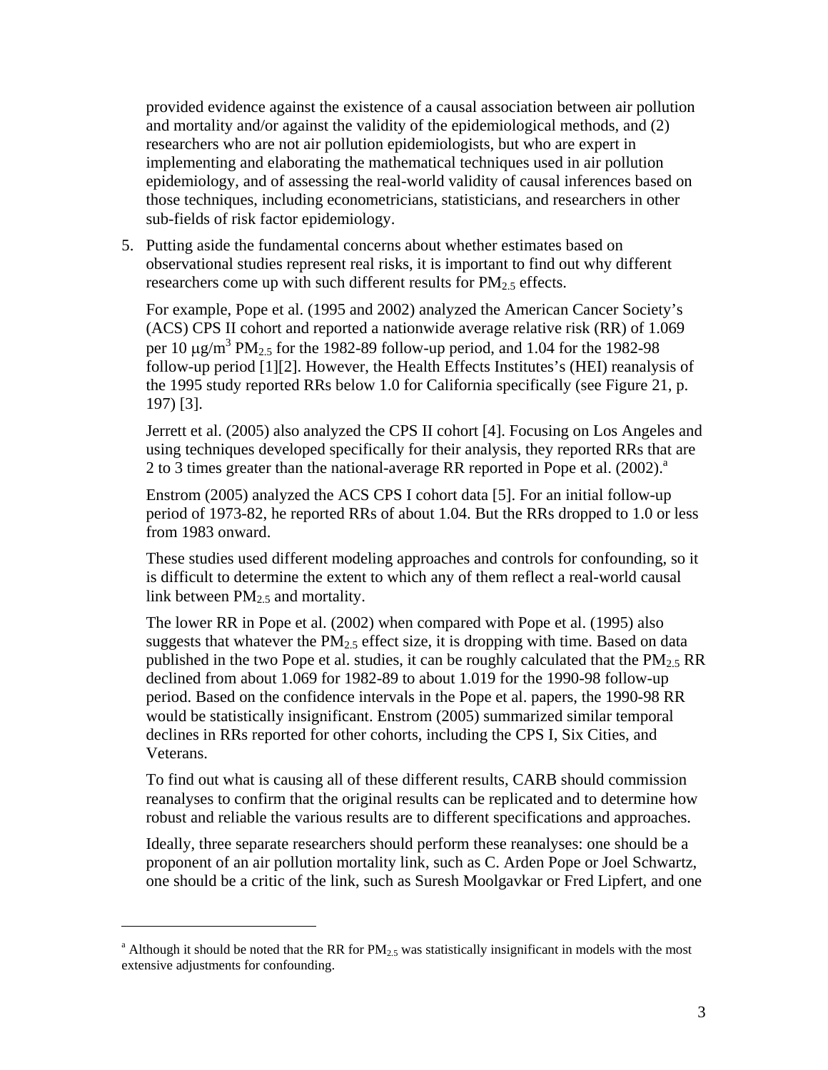provided evidence against the existence of a causal association between air pollution and mortality and/or against the validity of the epidemiological methods, and (2) researchers who are not air pollution epidemiologists, but who are expert in implementing and elaborating the mathematical techniques used in air pollution epidemiology, and of assessing the real-world validity of causal inferences based on those techniques, including econometricians, statisticians, and researchers in other sub-fields of risk factor epidemiology.

5. Putting aside the fundamental concerns about whether estimates based on observational studies represent real risks, it is important to find out why different researchers come up with such different results for $PM_{2.5}$ effects.

   For example, Pope et al. (1995 and 2002) analyzed the American Cancer Society's (ACS) CPS II cohort and reported a nationwide average relative risk (RR) of 1.069 per 10 $\mu g/m^3$ $PM_{2.5}$ for the 1982-89 follow-up period, and 1.04 for the 1982-98 follow-up period [1][2]. However, the Health Effects Institutes's (HEI) reanalysis of the 1995 study reported RRs below 1.0 for California specifically (see Figure 21, p. 197) [3].

   Jerrett et al. (2005) also analyzed the CPS II cohort [4]. Focusing on Los Angeles and using techniques developed specifically for their analysis, they reported RRs that are 2 to 3 times greater than the national-average RR reported in Pope et al. (2002).[a]

   Enstrom (2005) analyzed the ACS CPS I cohort data [5]. For an initial follow-up period of 1973-82, he reported RRs of about 1.04. But the RRs dropped to 1.0 or less from 1983 onward.

   These studies used different modeling approaches and controls for confounding, so it is difficult to determine the extent to which any of them reflect a real-world causal link between $PM_{2.5}$ and mortality.

   The lower RR in Pope et al. (2002) when compared with Pope et al. (1995) also suggests that whatever the $PM_{2.5}$ effect size, it is dropping with time. Based on data published in the two Pope et al. studies, it can be roughly calculated that the $PM_{2.5}$ RR declined from about 1.069 for 1982-89 to about 1.019 for the 1990-98 follow-up period. Based on the confidence intervals in the Pope et al. papers, the 1990-98 RR would be statistically insignificant. Enstrom (2005) summarized similar temporal declines in RRs reported for other cohorts, including the CPS I, Six Cities, and Veterans.

   To find out what is causing all of these different results, CARB should commission reanalyses to confirm that the original results can be replicated and to determine how robust and reliable the various results are to different specifications and approaches.

   Ideally, three separate researchers should perform these reanalyses: one should be a proponent of an air pollution mortality link, such as C. Arden Pope or Joel Schwartz, one should be a critic of the link, such as Suresh Moolgavkar or Fred Lipfert, and one

---

[a] Although it should be noted that the RR for $PM_{2.5}$ was statistically insignificant in models with the most extensive adjustments for confounding.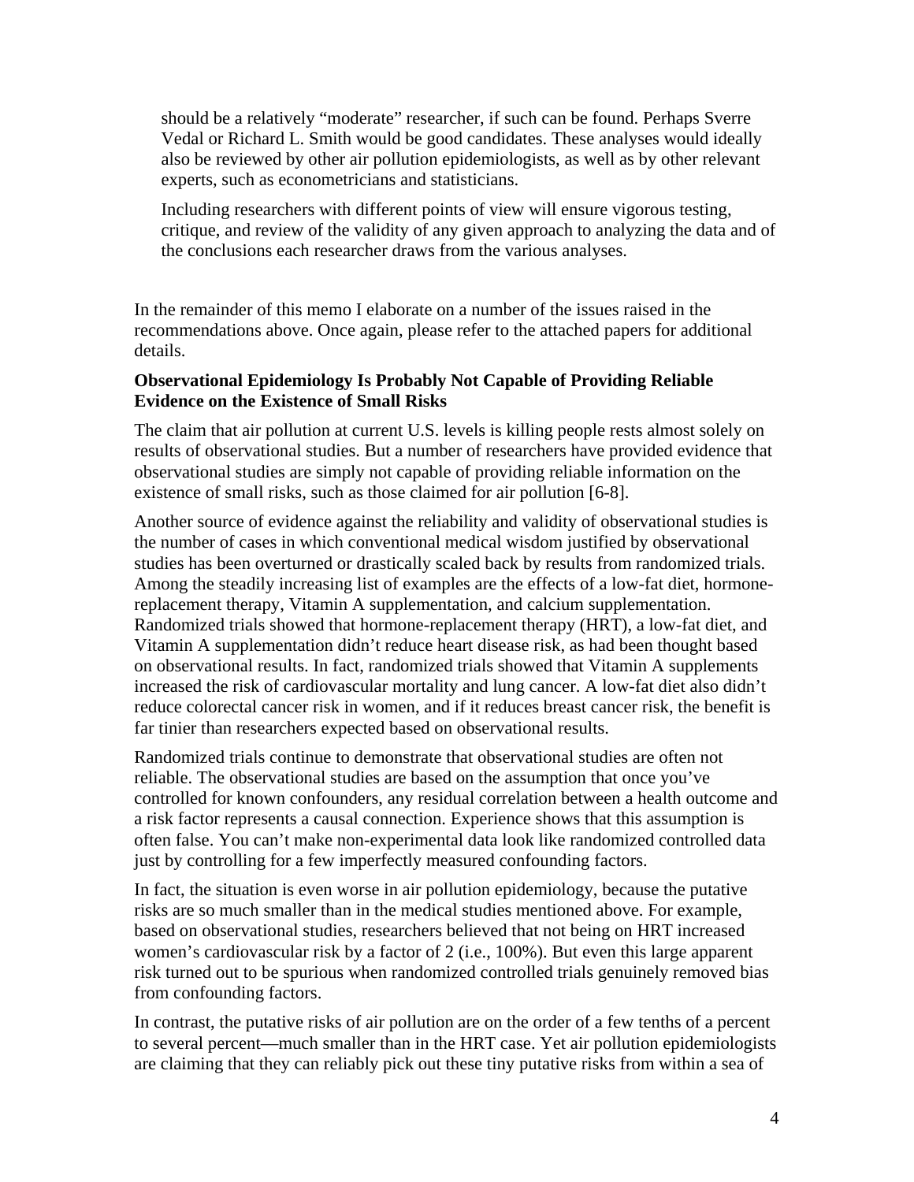should be a relatively "moderate" researcher, if such can be found. Perhaps Sverre Vedal or Richard L. Smith would be good candidates. These analyses would ideally also be reviewed by other air pollution epidemiologists, as well as by other relevant experts, such as econometricians and statisticians.

Including researchers with different points of view will ensure vigorous testing, critique, and review of the validity of any given approach to analyzing the data and of the conclusions each researcher draws from the various analyses.

In the remainder of this memo I elaborate on a number of the issues raised in the recommendations above. Once again, please refer to the attached papers for additional details.

**Observational Epidemiology Is Probably Not Capable of Providing Reliable Evidence on the Existence of Small Risks**

The claim that air pollution at current U.S. levels is killing people rests almost solely on results of observational studies. But a number of researchers have provided evidence that observational studies are simply not capable of providing reliable information on the existence of small risks, such as those claimed for air pollution [6-8].

Another source of evidence against the reliability and validity of observational studies is the number of cases in which conventional medical wisdom justified by observational studies has been overturned or drastically scaled back by results from randomized trials. Among the steadily increasing list of examples are the effects of a low-fat diet, hormone-replacement therapy, Vitamin A supplementation, and calcium supplementation. Randomized trials showed that hormone-replacement therapy (HRT), a low-fat diet, and Vitamin A supplementation didn't reduce heart disease risk, as had been thought based on observational results. In fact, randomized trials showed that Vitamin A supplements increased the risk of cardiovascular mortality and lung cancer. A low-fat diet also didn't reduce colorectal cancer risk in women, and if it reduces breast cancer risk, the benefit is far tinier than researchers expected based on observational results.

Randomized trials continue to demonstrate that observational studies are often not reliable. The observational studies are based on the assumption that once you've controlled for known confounders, any residual correlation between a health outcome and a risk factor represents a causal connection. Experience shows that this assumption is often false. You can't make non-experimental data look like randomized controlled data just by controlling for a few imperfectly measured confounding factors.

In fact, the situation is even worse in air pollution epidemiology, because the putative risks are so much smaller than in the medical studies mentioned above. For example, based on observational studies, researchers believed that not being on HRT increased women's cardiovascular risk by a factor of 2 (i.e., 100%). But even this large apparent risk turned out to be spurious when randomized controlled trials genuinely removed bias from confounding factors.

In contrast, the putative risks of air pollution are on the order of a few tenths of a percent to several percent—much smaller than in the HRT case. Yet air pollution epidemiologists are claiming that they can reliably pick out these tiny putative risks from within a sea of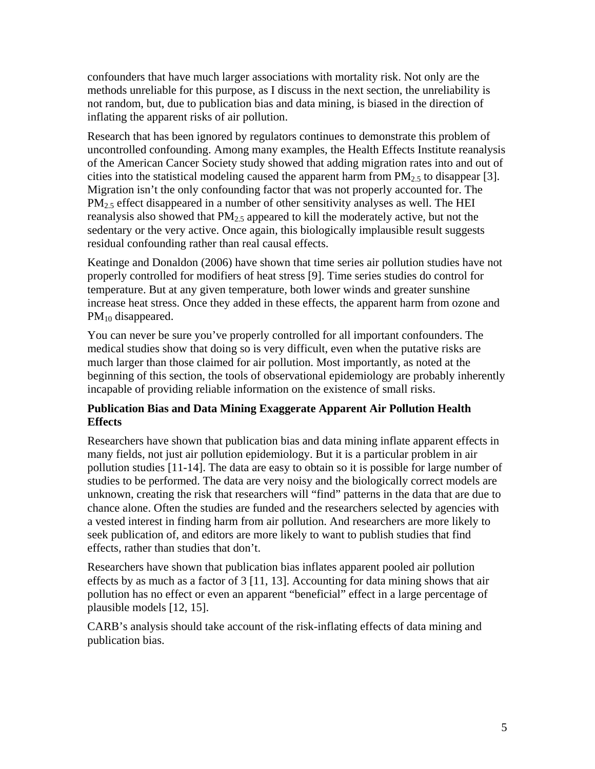confounders that have much larger associations with mortality risk. Not only are the methods unreliable for this purpose, as I discuss in the next section, the unreliability is not random, but, due to publication bias and data mining, is biased in the direction of inflating the apparent risks of air pollution.

Research that has been ignored by regulators continues to demonstrate this problem of uncontrolled confounding. Among many examples, the Health Effects Institute reanalysis of the American Cancer Society study showed that adding migration rates into and out of cities into the statistical modeling caused the apparent harm from $PM_{2.5}$ to disappear [3]. Migration isn't the only confounding factor that was not properly accounted for. The $PM_{2.5}$ effect disappeared in a number of other sensitivity analyses as well. The HEI reanalysis also showed that $PM_{2.5}$ appeared to kill the moderately active, but not the sedentary or the very active. Once again, this biologically implausible result suggests residual confounding rather than real causal effects.

Keatinge and Donaldon (2006) have shown that time series air pollution studies have not properly controlled for modifiers of heat stress [9]. Time series studies do control for temperature. But at any given temperature, both lower winds and greater sunshine increase heat stress. Once they added in these effects, the apparent harm from ozone and $PM_{10}$ disappeared.

You can never be sure you've properly controlled for all important confounders. The medical studies show that doing so is very difficult, even when the putative risks are much larger than those claimed for air pollution. Most importantly, as noted at the beginning of this section, the tools of observational epidemiology are probably inherently incapable of providing reliable information on the existence of small risks.

**Publication Bias and Data Mining Exaggerate Apparent Air Pollution Health Effects**

Researchers have shown that publication bias and data mining inflate apparent effects in many fields, not just air pollution epidemiology. But it is a particular problem in air pollution studies [11-14]. The data are easy to obtain so it is possible for large number of studies to be performed. The data are very noisy and the biologically correct models are unknown, creating the risk that researchers will "find" patterns in the data that are due to chance alone. Often the studies are funded and the researchers selected by agencies with a vested interest in finding harm from air pollution. And researchers are more likely to seek publication of, and editors are more likely to want to publish studies that find effects, rather than studies that don't.

Researchers have shown that publication bias inflates apparent pooled air pollution effects by as much as a factor of 3 [11, 13]. Accounting for data mining shows that air pollution has no effect or even an apparent "beneficial" effect in a large percentage of plausible models [12, 15].

CARB's analysis should take account of the risk-inflating effects of data mining and publication bias.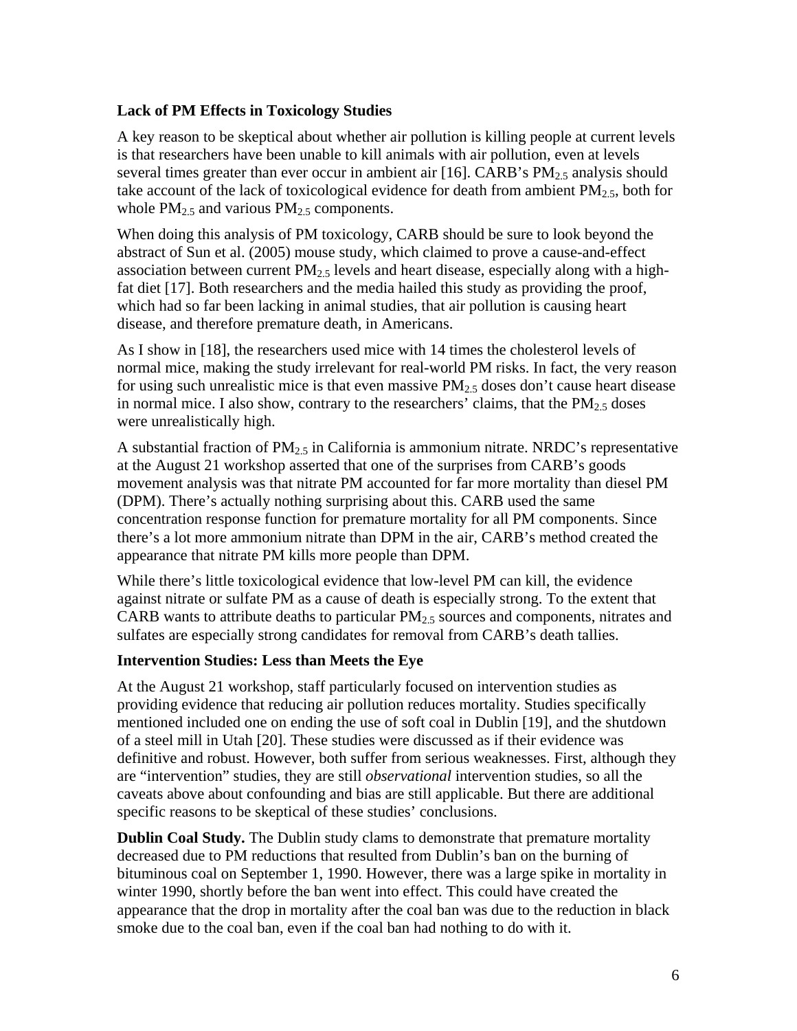### Lack of PM Effects in Toxicology Studies

A key reason to be skeptical about whether air pollution is killing people at current levels is that researchers have been unable to kill animals with air pollution, even at levels several times greater than ever occur in ambient air [16]. CARB's $PM_{2.5}$ analysis should take account of the lack of toxicological evidence for death from ambient $PM_{2.5}$, both for whole $PM_{2.5}$ and various $PM_{2.5}$ components.

When doing this analysis of PM toxicology, CARB should be sure to look beyond the abstract of Sun et al. (2005) mouse study, which claimed to prove a cause-and-effect association between current $PM_{2.5}$ levels and heart disease, especially along with a high-fat diet [17]. Both researchers and the media hailed this study as providing the proof, which had so far been lacking in animal studies, that air pollution is causing heart disease, and therefore premature death, in Americans.

As I show in [18], the researchers used mice with 14 times the cholesterol levels of normal mice, making the study irrelevant for real-world PM risks. In fact, the very reason for using such unrealistic mice is that even massive $PM_{2.5}$ doses don't cause heart disease in normal mice. I also show, contrary to the researchers' claims, that the $PM_{2.5}$ doses were unrealistically high.

A substantial fraction of $PM_{2.5}$ in California is ammonium nitrate. NRDC's representative at the August 21 workshop asserted that one of the surprises from CARB's goods movement analysis was that nitrate PM accounted for far more mortality than diesel PM (DPM). There's actually nothing surprising about this. CARB used the same concentration response function for premature mortality for all PM components. Since there's a lot more ammonium nitrate than DPM in the air, CARB's method created the appearance that nitrate PM kills more people than DPM.

While there's little toxicological evidence that low-level PM can kill, the evidence against nitrate or sulfate PM as a cause of death is especially strong. To the extent that CARB wants to attribute deaths to particular $PM_{2.5}$ sources and components, nitrates and sulfates are especially strong candidates for removal from CARB's death tallies.

### Intervention Studies: Less than Meets the Eye

At the August 21 workshop, staff particularly focused on intervention studies as providing evidence that reducing air pollution reduces mortality. Studies specifically mentioned included one on ending the use of soft coal in Dublin [19], and the shutdown of a steel mill in Utah [20]. These studies were discussed as if their evidence was definitive and robust. However, both suffer from serious weaknesses. First, although they are "intervention" studies, they are still *observational* intervention studies, so all the caveats above about confounding and bias are still applicable. But there are additional specific reasons to be skeptical of these studies' conclusions.

**Dublin Coal Study.** The Dublin study clams to demonstrate that premature mortality decreased due to PM reductions that resulted from Dublin's ban on the burning of bituminous coal on September 1, 1990. However, there was a large spike in mortality in winter 1990, shortly before the ban went into effect. This could have created the appearance that the drop in mortality after the coal ban was due to the reduction in black smoke due to the coal ban, even if the coal ban had nothing to do with it.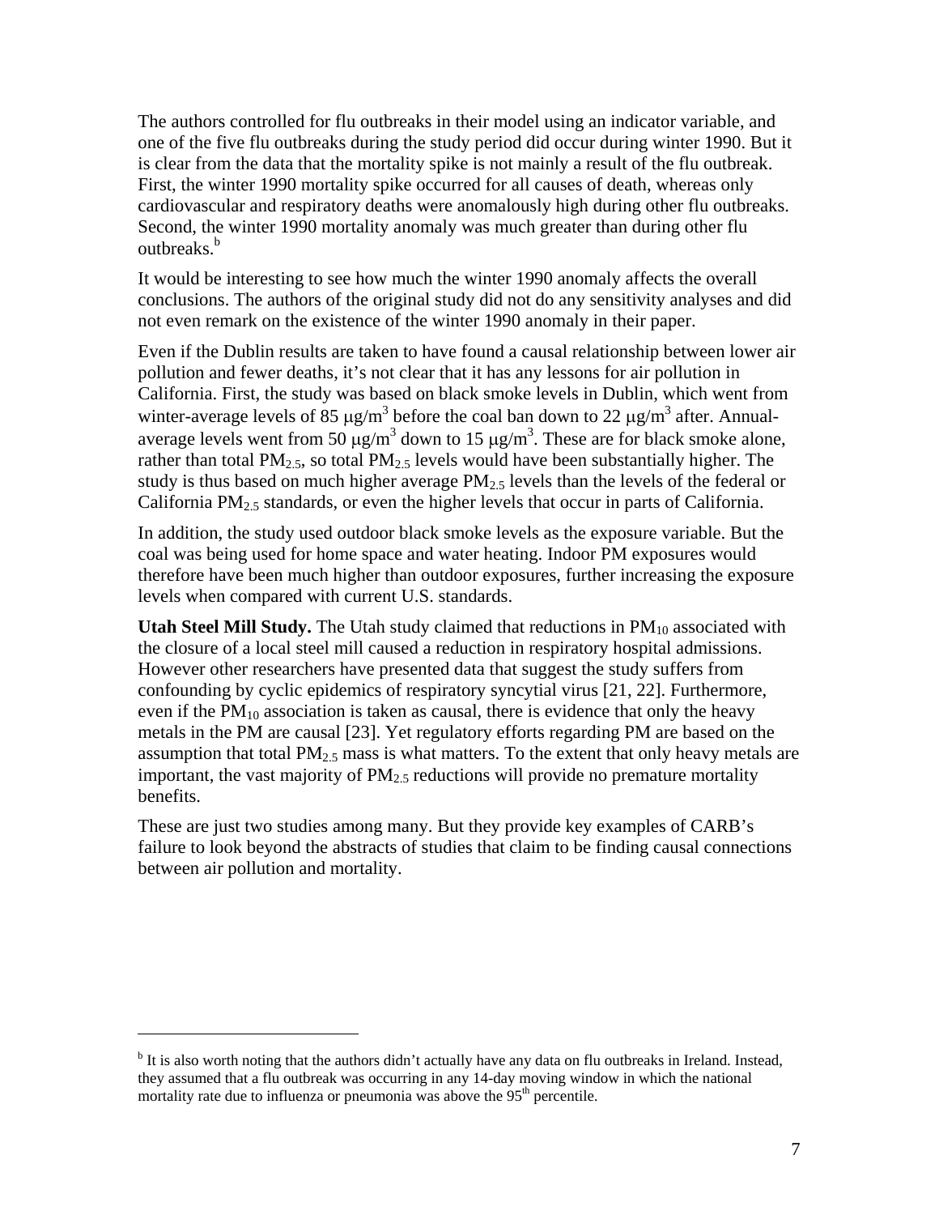The authors controlled for flu outbreaks in their model using an indicator variable, and one of the five flu outbreaks during the study period did occur during winter 1990. But it is clear from the data that the mortality spike is not mainly a result of the flu outbreak. First, the winter 1990 mortality spike occurred for all causes of death, whereas only cardiovascular and respiratory deaths were anomalously high during other flu outbreaks. Second, the winter 1990 mortality anomaly was much greater than during other flu outbreaks.[b]

It would be interesting to see how much the winter 1990 anomaly affects the overall conclusions. The authors of the original study did not do any sensitivity analyses and did not even remark on the existence of the winter 1990 anomaly in their paper.

Even if the Dublin results are taken to have found a causal relationship between lower air pollution and fewer deaths, it's not clear that it has any lessons for air pollution in California. First, the study was based on black smoke levels in Dublin, which went from winter-average levels of 85 $\mu g/m^3$ before the coal ban down to 22 $\mu g/m^3$ after. Annual-average levels went from 50 $\mu g/m^3$ down to 15 $\mu g/m^3$. These are for black smoke alone, rather than total $PM_{2.5}$, so total $PM_{2.5}$ levels would have been substantially higher. The study is thus based on much higher average $PM_{2.5}$ levels than the levels of the federal or California $PM_{2.5}$ standards, or even the higher levels that occur in parts of California.

In addition, the study used outdoor black smoke levels as the exposure variable. But the coal was being used for home space and water heating. Indoor PM exposures would therefore have been much higher than outdoor exposures, further increasing the exposure levels when compared with current U.S. standards.

**Utah Steel Mill Study.** The Utah study claimed that reductions in $PM_{10}$ associated with the closure of a local steel mill caused a reduction in respiratory hospital admissions. However other researchers have presented data that suggest the study suffers from confounding by cyclic epidemics of respiratory syncytial virus [21, 22]. Furthermore, even if the $PM_{10}$ association is taken as causal, there is evidence that only the heavy metals in the PM are causal [23]. Yet regulatory efforts regarding PM are based on the assumption that total $PM_{2.5}$ mass is what matters. To the extent that only heavy metals are important, the vast majority of $PM_{2.5}$ reductions will provide no premature mortality benefits.

These are just two studies among many. But they provide key examples of CARB's failure to look beyond the abstracts of studies that claim to be finding causal connections between air pollution and mortality.

---

[b] It is also worth noting that the authors didn't actually have any data on flu outbreaks in Ireland. Instead, they assumed that a flu outbreak was occurring in any 14-day moving window in which the national mortality rate due to influenza or pneumonia was above the 95th percentile.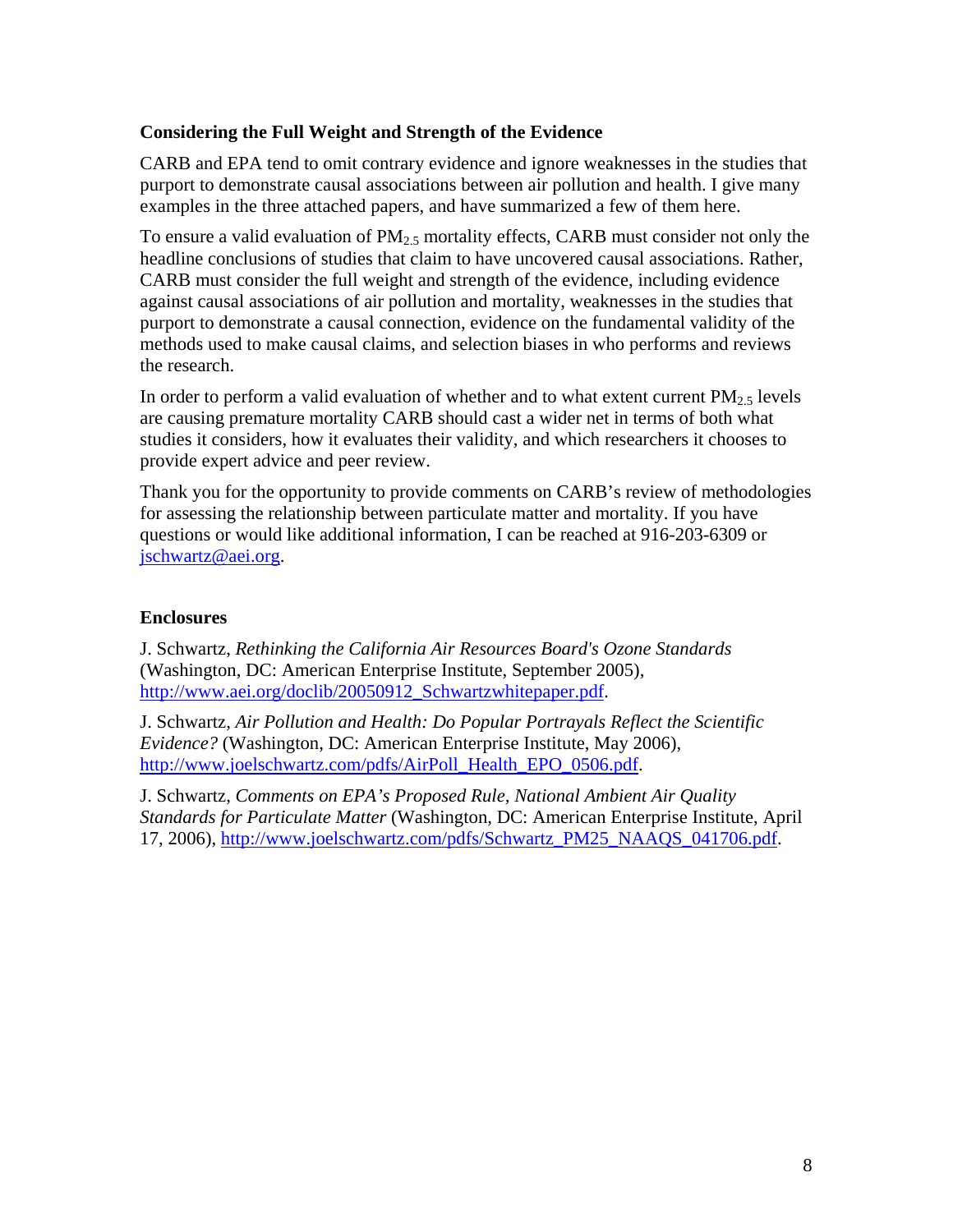### Considering the Full Weight and Strength of the Evidence

CARB and EPA tend to omit contrary evidence and ignore weaknesses in the studies that purport to demonstrate causal associations between air pollution and health. I give many examples in the three attached papers, and have summarized a few of them here.

To ensure a valid evaluation of $PM_{2.5}$ mortality effects, CARB must consider not only the headline conclusions of studies that claim to have uncovered causal associations. Rather, CARB must consider the full weight and strength of the evidence, including evidence against causal associations of air pollution and mortality, weaknesses in the studies that purport to demonstrate a causal connection, evidence on the fundamental validity of the methods used to make causal claims, and selection biases in who performs and reviews the research.

In order to perform a valid evaluation of whether and to what extent current $PM_{2.5}$ levels are causing premature mortality CARB should cast a wider net in terms of both what studies it considers, how it evaluates their validity, and which researchers it chooses to provide expert advice and peer review.

Thank you for the opportunity to provide comments on CARB's review of methodologies for assessing the relationship between particulate matter and mortality. If you have questions or would like additional information, I can be reached at 916-203-6309 or jschwartz@aei.org.

### Enclosures

J. Schwartz, *Rethinking the California Air Resources Board's Ozone Standards* (Washington, DC: American Enterprise Institute, September 2005), http://www.aei.org/doclib/20050912_Schwartzwhitepaper.pdf.

J. Schwartz, *Air Pollution and Health: Do Popular Portrayals Reflect the Scientific Evidence?* (Washington, DC: American Enterprise Institute, May 2006), http://www.joelschwartz.com/pdfs/AirPoll_Health_EPO_0506.pdf.

J. Schwartz, *Comments on EPA's Proposed Rule, National Ambient Air Quality Standards for Particulate Matter* (Washington, DC: American Enterprise Institute, April 17, 2006), http://www.joelschwartz.com/pdfs/Schwartz_PM25_NAAQS_041706.pdf.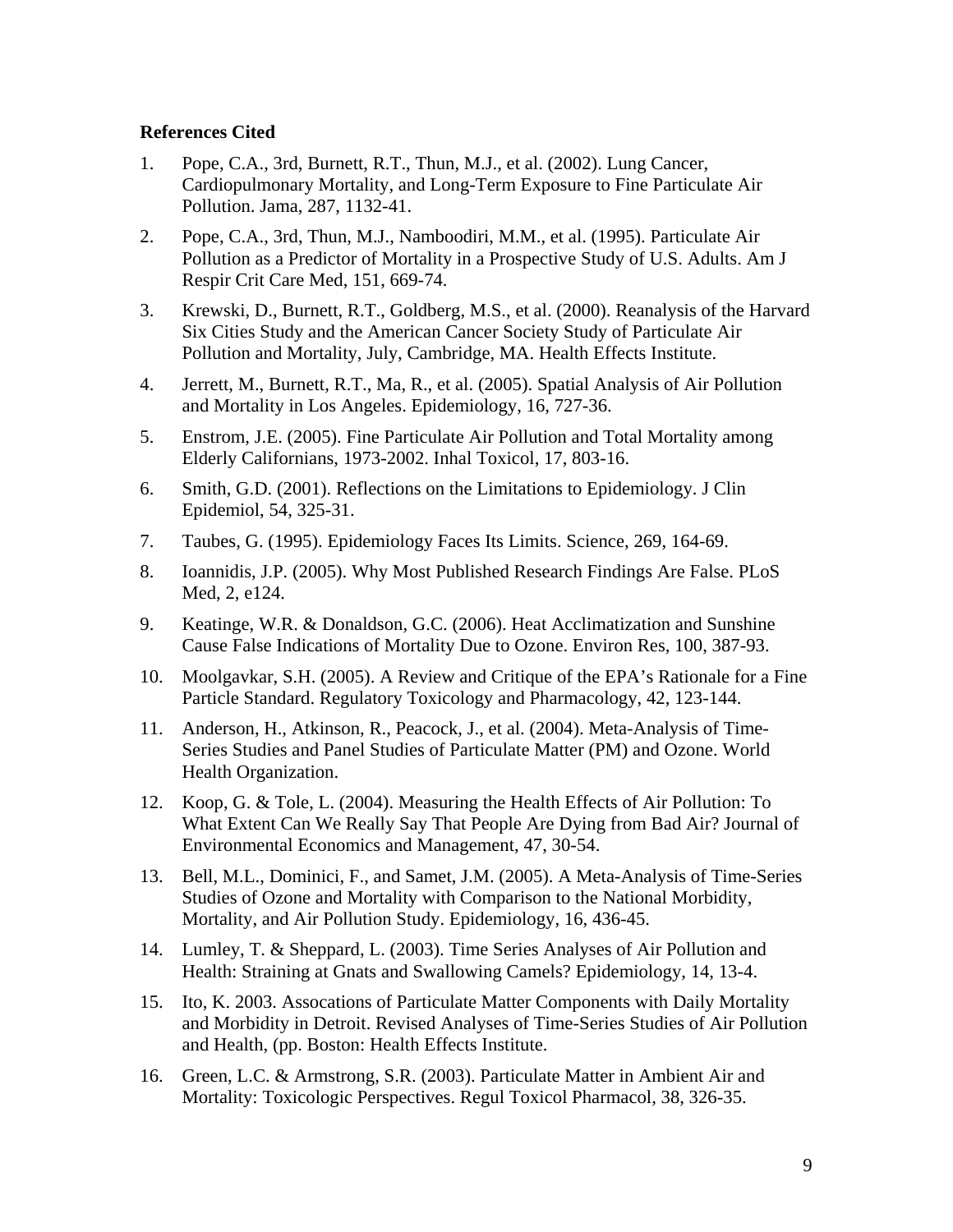**References Cited**

1. Pope, C.A., 3rd, Burnett, R.T., Thun, M.J., et al. (2002). Lung Cancer, Cardiopulmonary Mortality, and Long-Term Exposure to Fine Particulate Air Pollution. Jama, 287, 1132-41.
2. Pope, C.A., 3rd, Thun, M.J., Namboodiri, M.M., et al. (1995). Particulate Air Pollution as a Predictor of Mortality in a Prospective Study of U.S. Adults. Am J Respir Crit Care Med, 151, 669-74.
3. Krewski, D., Burnett, R.T., Goldberg, M.S., et al. (2000). Reanalysis of the Harvard Six Cities Study and the American Cancer Society Study of Particulate Air Pollution and Mortality, July, Cambridge, MA. Health Effects Institute.
4. Jerrett, M., Burnett, R.T., Ma, R., et al. (2005). Spatial Analysis of Air Pollution and Mortality in Los Angeles. Epidemiology, 16, 727-36.
5. Enstrom, J.E. (2005). Fine Particulate Air Pollution and Total Mortality among Elderly Californians, 1973-2002. Inhal Toxicol, 17, 803-16.
6. Smith, G.D. (2001). Reflections on the Limitations to Epidemiology. J Clin Epidemiol, 54, 325-31.
7. Taubes, G. (1995). Epidemiology Faces Its Limits. Science, 269, 164-69.
8. Ioannidis, J.P. (2005). Why Most Published Research Findings Are False. PLoS Med, 2, e124.
9. Keatinge, W.R. & Donaldson, G.C. (2006). Heat Acclimatization and Sunshine Cause False Indications of Mortality Due to Ozone. Environ Res, 100, 387-93.
10. Moolgavkar, S.H. (2005). A Review and Critique of the EPA's Rationale for a Fine Particle Standard. Regulatory Toxicology and Pharmacology, 42, 123-144.
11. Anderson, H., Atkinson, R., Peacock, J., et al. (2004). Meta-Analysis of Time-Series Studies and Panel Studies of Particulate Matter (PM) and Ozone. World Health Organization.
12. Koop, G. & Tole, L. (2004). Measuring the Health Effects of Air Pollution: To What Extent Can We Really Say That People Are Dying from Bad Air? Journal of Environmental Economics and Management, 47, 30-54.
13. Bell, M.L., Dominici, F., and Samet, J.M. (2005). A Meta-Analysis of Time-Series Studies of Ozone and Mortality with Comparison to the National Morbidity, Mortality, and Air Pollution Study. Epidemiology, 16, 436-45.
14. Lumley, T. & Sheppard, L. (2003). Time Series Analyses of Air Pollution and Health: Straining at Gnats and Swallowing Camels? Epidemiology, 14, 13-4.
15. Ito, K. 2003. Assocations of Particulate Matter Components with Daily Mortality and Morbidity in Detroit. Revised Analyses of Time-Series Studies of Air Pollution and Health, (pp. Boston: Health Effects Institute.
16. Green, L.C. & Armstrong, S.R. (2003). Particulate Matter in Ambient Air and Mortality: Toxicologic Perspectives. Regul Toxicol Pharmacol, 38, 326-35.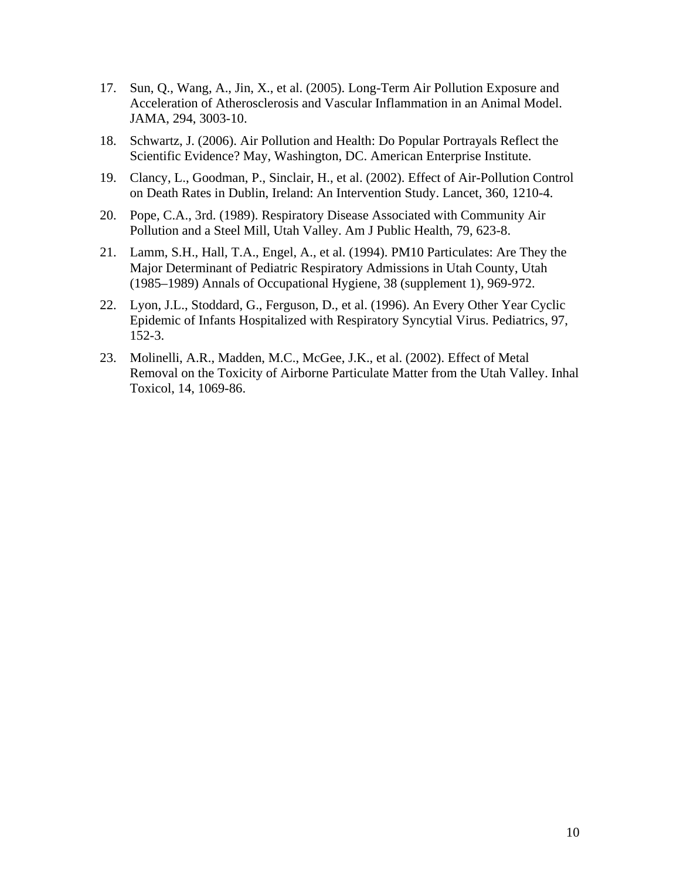17. Sun, Q., Wang, A., Jin, X., et al. (2005). Long-Term Air Pollution Exposure and Acceleration of Atherosclerosis and Vascular Inflammation in an Animal Model. JAMA, 294, 3003-10.
18. Schwartz, J. (2006). Air Pollution and Health: Do Popular Portrayals Reflect the Scientific Evidence? May, Washington, DC. American Enterprise Institute.
19. Clancy, L., Goodman, P., Sinclair, H., et al. (2002). Effect of Air-Pollution Control on Death Rates in Dublin, Ireland: An Intervention Study. Lancet, 360, 1210-4.
20. Pope, C.A., 3rd. (1989). Respiratory Disease Associated with Community Air Pollution and a Steel Mill, Utah Valley. Am J Public Health, 79, 623-8.
21. Lamm, S.H., Hall, T.A., Engel, A., et al. (1994). PM10 Particulates: Are They the Major Determinant of Pediatric Respiratory Admissions in Utah County, Utah (1985–1989) Annals of Occupational Hygiene, 38 (supplement 1), 969-972.
22. Lyon, J.L., Stoddard, G., Ferguson, D., et al. (1996). An Every Other Year Cyclic Epidemic of Infants Hospitalized with Respiratory Syncytial Virus. Pediatrics, 97, 152-3.
23. Molinelli, A.R., Madden, M.C., McGee, J.K., et al. (2002). Effect of Metal Removal on the Toxicity of Airborne Particulate Matter from the Utah Valley. Inhal Toxicol, 14, 1069-86.